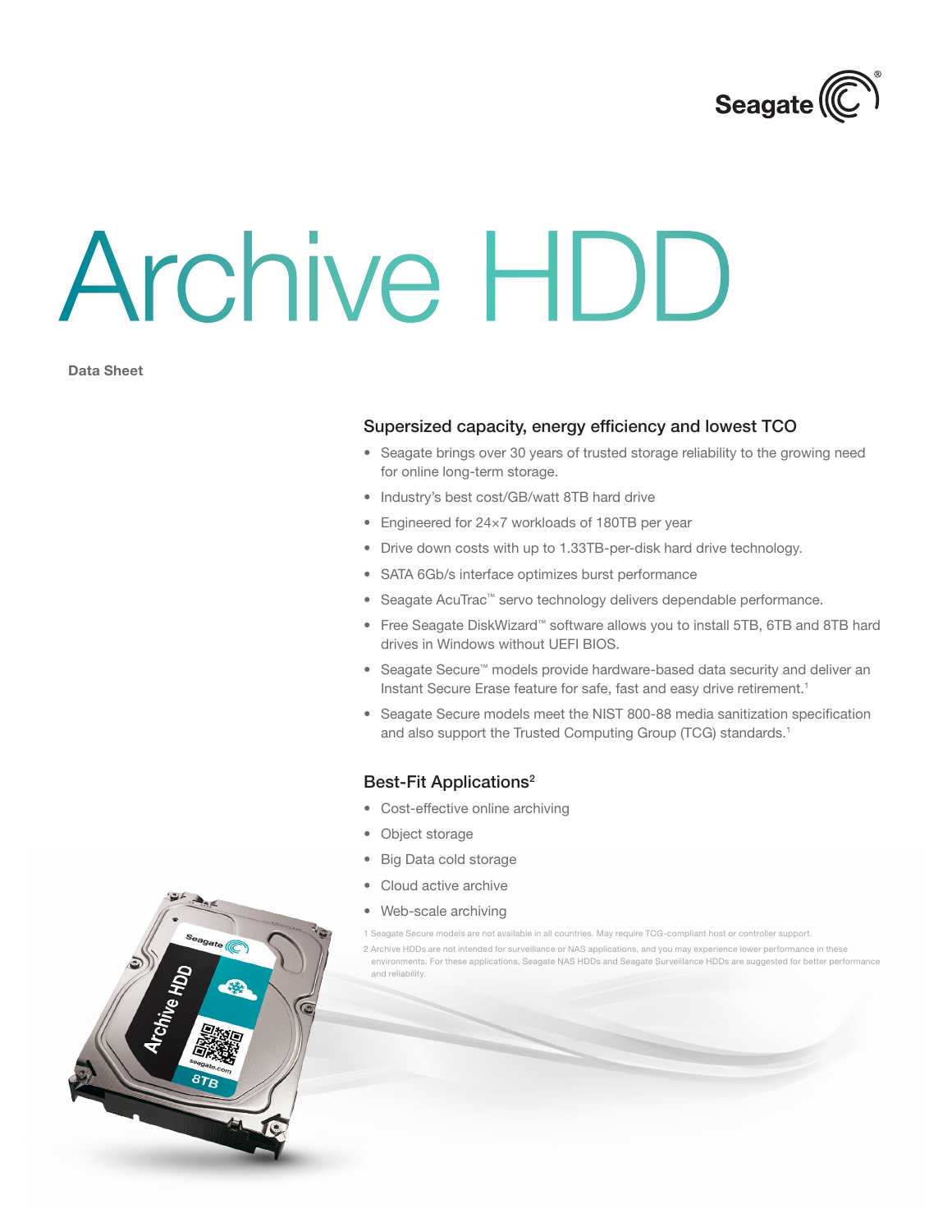# Archive HDD

**Data Sheet**

## Supersized capacity, energy efficiency and lowest TCO

- Seagate brings over 30 years of trusted storage reliability to the growing need for online long-term storage.
- Industry's best cost/GB/watt 8TB hard drive
- Engineered for 24×7 workloads of 180TB per year
- Drive down costs with up to 1.33TB-per-disk hard drive technology.
- SATA 6Gb/s interface optimizes burst performance
- Seagate AcuTrac™ servo technology delivers dependable performance.
- Free Seagate DiskWizard™ software allows you to install 5TB, 6TB and 8TB hard drives in Windows without UEFI BIOS.
- Seagate Secure™ models provide hardware-based data security and deliver an Instant Secure Erase feature for safe, fast and easy drive retirement.[1]
- Seagate Secure models meet the NIST 800-88 media sanitization specification and also support the Trusted Computing Group (TCG) standards.[1]

## Best-Fit Applications[2]

- Cost-effective online archiving
- Object storage
- Big Data cold storage
- Cloud active archive
- Web-scale archiving

1 Seagate Secure models are not available in all countries. May require TCG-compliant host or controller support.

2 Archive HDDs are not intended for surveillance or NAS applications, and you may experience lower performance in these environments. For these applications, Seagate NAS HDDs and Seagate Surveillance HDDs are suggested for better performance and reliability.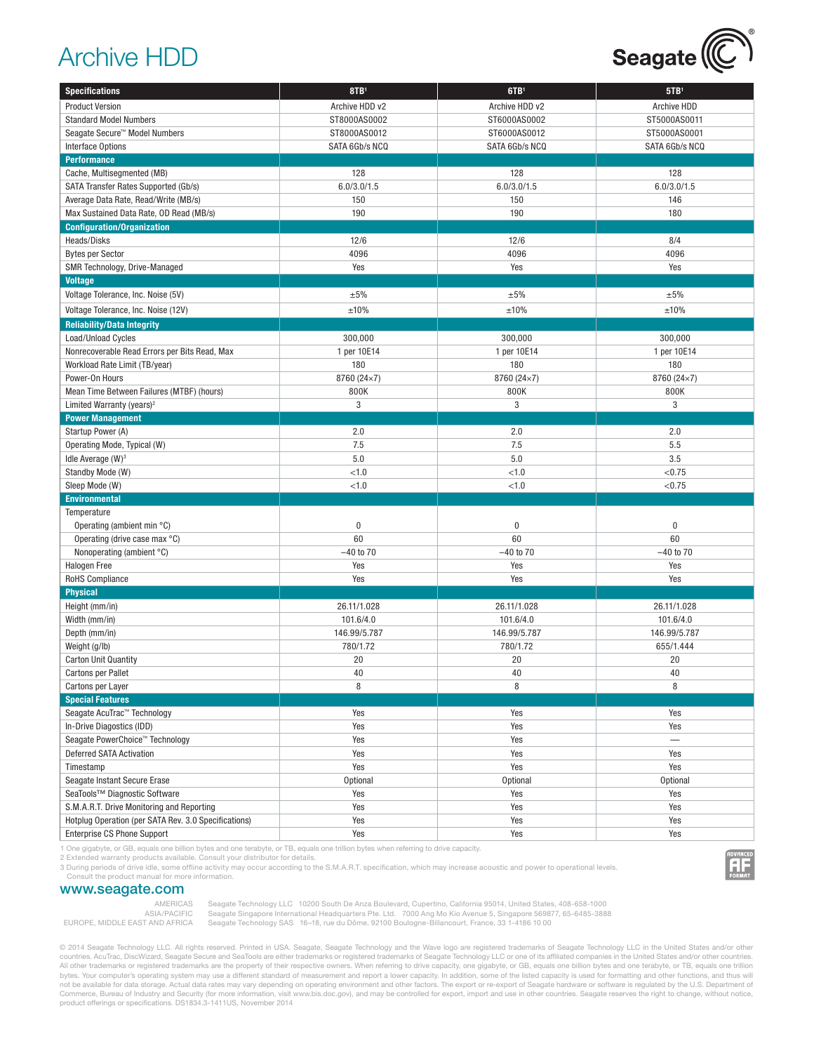# Archive HDD

| Specifications | 8TB[1] | 6TB[1] | 5TB[1] |
|---|---|---|---|
| Product Version | Archive HDD v2 | Archive HDD v2 | Archive HDD |
| Standard Model Numbers | ST8000AS0002 | ST6000AS0002 | ST5000AS0011 |
| Seagate Secure™ Model Numbers | ST8000AS0012 | ST6000AS0012 | ST5000AS0001 |
| Interface Options | SATA 6Gb/s NCQ | SATA 6Gb/s NCQ | SATA 6Gb/s NCQ |
| **Performance** | | | |
| Cache, Multisegmented (MB) | 128 | 128 | 128 |
| SATA Transfer Rates Supported (Gb/s) | 6.0/3.0/1.5 | 6.0/3.0/1.5 | 6.0/3.0/1.5 |
| Average Data Rate, Read/Write (MB/s) | 150 | 150 | 146 |
| Max Sustained Data Rate, OD Read (MB/s) | 190 | 190 | 180 |
| **Configuration/Organization** | | | |
| Heads/Disks | 12/6 | 12/6 | 8/4 |
| Bytes per Sector | 4096 | 4096 | 4096 |
| SMR Technology, Drive-Managed | Yes | Yes | Yes |
| **Voltage** | | | |
| Voltage Tolerance, Inc. Noise (5V) | ±5% | ±5% | ±5% |
| Voltage Tolerance, Inc. Noise (12V) | ±10% | ±10% | ±10% |
| **Reliability/Data Integrity** | | | |
| Load/Unload Cycles | 300,000 | 300,000 | 300,000 |
| Nonrecoverable Read Errors per Bits Read, Max | 1 per 10E14 | 1 per 10E14 | 1 per 10E14 |
| Workload Rate Limit (TB/year) | 180 | 180 | 180 |
| Power-On Hours | 8760 (24×7) | 8760 (24×7) | 8760 (24×7) |
| Mean Time Between Failures (MTBF) (hours) | 800K | 800K | 800K |
| Limited Warranty (years)[2] | 3 | 3 | 3 |
| **Power Management** | | | |
| Startup Power (A) | 2.0 | 2.0 | 2.0 |
| Operating Mode, Typical (W) | 7.5 | 7.5 | 5.5 |
| Idle Average (W)[3] | 5.0 | 5.0 | 3.5 |
| Standby Mode (W) | <1.0 | <1.0 | <0.75 |
| Sleep Mode (W) | <1.0 | <1.0 | <0.75 |
| **Environmental** | | | |
| Temperature | | | |
| Operating (ambient min °C) | 0 | 0 | 0 |
| Operating (drive case max °C) | 60 | 60 | 60 |
| Nonoperating (ambient °C) | –40 to 70 | –40 to 70 | –40 to 70 |
| Halogen Free | Yes | Yes | Yes |
| RoHS Compliance | Yes | Yes | Yes |
| **Physical** | | | |
| Height (mm/in) | 26.11/1.028 | 26.11/1.028 | 26.11/1.028 |
| Width (mm/in) | 101.6/4.0 | 101.6/4.0 | 101.6/4.0 |
| Depth (mm/in) | 146.99/5.787 | 146.99/5.787 | 146.99/5.787 |
| Weight (g/lb) | 780/1.72 | 780/1.72 | 655/1.444 |
| Carton Unit Quantity | 20 | 20 | 20 |
| Cartons per Pallet | 40 | 40 | 40 |
| Cartons per Layer | 8 | 8 | 8 |
| **Special Features** | | | |
| Seagate AcuTrac™ Technology | Yes | Yes | Yes |
| In-Drive Diagnostics (IDD) | Yes | Yes | Yes |
| Seagate PowerChoice™ Technology | Yes | Yes | — |
| Deferred SATA Activation | Yes | Yes | Yes |
| Timestamp | Yes | Yes | Yes |
| Seagate Instant Secure Erase | Optional | Optional | Optional |
| SeaTools™ Diagnostic Software | Yes | Yes | Yes |
| S.M.A.R.T. Drive Monitoring and Reporting | Yes | Yes | Yes |
| Hotplug Operation (per SATA Rev. 3.0 Specifications) | Yes | Yes | Yes |
| Enterprise CS Phone Support | Yes | Yes | Yes |

1 One gigabyte, or GB, equals one billion bytes and one terabyte, or TB, equals one trillion bytes when referring to drive capacity.
2 Extended warranty products available. Consult your distributor for details.
3 During periods of drive idle, some offline activity may occur according to the S.M.A.R.T. specification, which may increase acoustic and power to operational levels. Consult the product manual for more information.

ADVANCED AF FORMAT

**www.seagate.com**

AMERICAS Seagate Technology LLC 10200 South De Anza Boulevard, Cupertino, California 95014, United States, 408-658-1000
ASIA/PACIFIC Seagate Singapore International Headquarters Pte. Ltd. 7000 Ang Mo Kio Avenue 5, Singapore 569877, 65-6485-3888
EUROPE, MIDDLE EAST AND AFRICA Seagate Technology SAS 16–18, rue du Dôme, 92100 Boulogne-Billancourt, France, 33 1-4186 10 00

© 2014 Seagate Technology LLC. All rights reserved. Printed in USA. Seagate, Seagate Technology and the Wave logo are registered trademarks of Seagate Technology LLC in the United States and/or other countries. AcuTrac, DiscWizard, Seagate Secure and SeaTools are either trademarks or registered trademarks of Seagate Technology LLC or one of its affiliated companies in the United States and/or other countries. All other trademarks or registered trademarks are the property of their respective owners. When referring to drive capacity, one gigabyte, or GB, equals one billion bytes and one terabyte, or TB, equals one trillion bytes. Your computer's operating system may use a different standard of measurement and report a lower capacity. In addition, some of the listed capacity is used for formatting and other functions, and thus will not be available for data storage. Actual data rates may vary depending on operating environment and other factors. The export or re-export of Seagate hardware or software is regulated by the U.S. Department of Commerce, Bureau of Industry and Security (for more information, visit www.bis.doc.gov), and may be controlled for export, import and use in other countries. Seagate reserves the right to change, without notice, product offerings or specifications. DS1834.3-1411US, November 2014